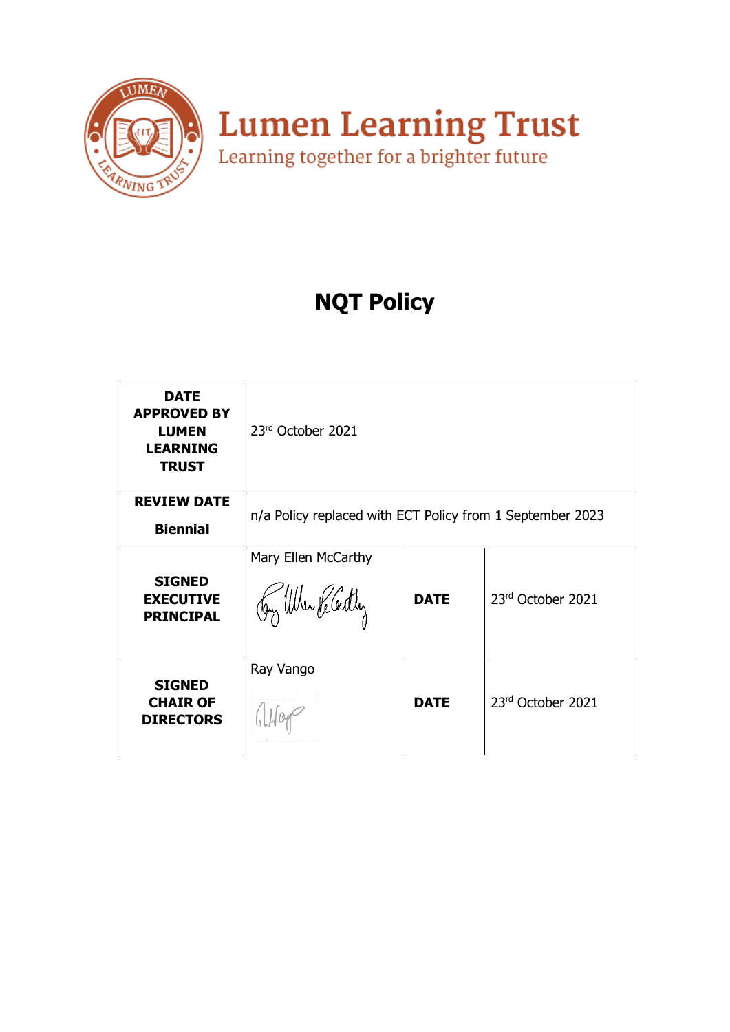Lumen Learning Trust

Learning together for a brighter future

# NQT Policy

| DATE APPROVED BY LUMEN LEARNING TRUST | 23rd October 2021 | | |
|---|---|---|---|
| REVIEW DATE<br><br>Biennial | n/a Policy replaced with ECT Policy from 1 September 2023 | | |
| SIGNED EXECUTIVE PRINCIPAL | Mary Ellen McCarthy | DATE | 23rd October 2021 |
| SIGNED CHAIR OF DIRECTORS | Ray Vango | DATE | 23rd October 2021 |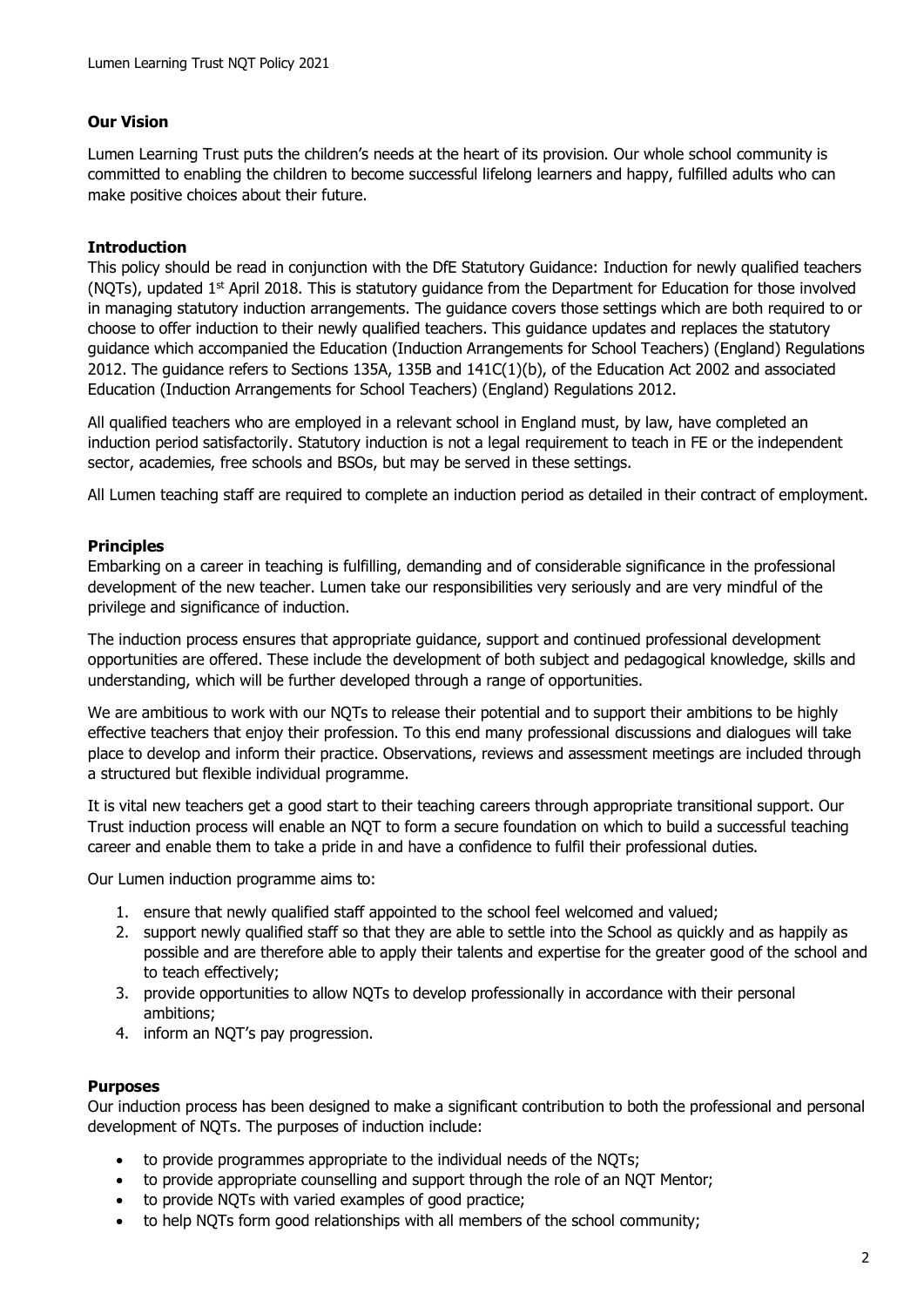**Our Vision**

Lumen Learning Trust puts the children's needs at the heart of its provision. Our whole school community is committed to enabling the children to become successful lifelong learners and happy, fulfilled adults who can make positive choices about their future.

**Introduction**

This policy should be read in conjunction with the DfE Statutory Guidance: Induction for newly qualified teachers (NQTs), updated 1st April 2018. This is statutory guidance from the Department for Education for those involved in managing statutory induction arrangements. The guidance covers those settings which are both required to or choose to offer induction to their newly qualified teachers. This guidance updates and replaces the statutory guidance which accompanied the Education (Induction Arrangements for School Teachers) (England) Regulations 2012. The guidance refers to Sections 135A, 135B and 141C(1)(b), of the Education Act 2002 and associated Education (Induction Arrangements for School Teachers) (England) Regulations 2012.

All qualified teachers who are employed in a relevant school in England must, by law, have completed an induction period satisfactorily. Statutory induction is not a legal requirement to teach in FE or the independent sector, academies, free schools and BSOs, but may be served in these settings.

All Lumen teaching staff are required to complete an induction period as detailed in their contract of employment.

**Principles**

Embarking on a career in teaching is fulfilling, demanding and of considerable significance in the professional development of the new teacher. Lumen take our responsibilities very seriously and are very mindful of the privilege and significance of induction.

The induction process ensures that appropriate guidance, support and continued professional development opportunities are offered. These include the development of both subject and pedagogical knowledge, skills and understanding, which will be further developed through a range of opportunities.

We are ambitious to work with our NQTs to release their potential and to support their ambitions to be highly effective teachers that enjoy their profession. To this end many professional discussions and dialogues will take place to develop and inform their practice. Observations, reviews and assessment meetings are included through a structured but flexible individual programme.

It is vital new teachers get a good start to their teaching careers through appropriate transitional support. Our Trust induction process will enable an NQT to form a secure foundation on which to build a successful teaching career and enable them to take a pride in and have a confidence to fulfil their professional duties.

Our Lumen induction programme aims to:

1. ensure that newly qualified staff appointed to the school feel welcomed and valued;
2. support newly qualified staff so that they are able to settle into the School as quickly and as happily as possible and are therefore able to apply their talents and expertise for the greater good of the school and to teach effectively;
3. provide opportunities to allow NQTs to develop professionally in accordance with their personal ambitions;
4. inform an NQT's pay progression.

**Purposes**

Our induction process has been designed to make a significant contribution to both the professional and personal development of NQTs. The purposes of induction include:

- to provide programmes appropriate to the individual needs of the NQTs;
- to provide appropriate counselling and support through the role of an NQT Mentor;
- to provide NQTs with varied examples of good practice;
- to help NQTs form good relationships with all members of the school community;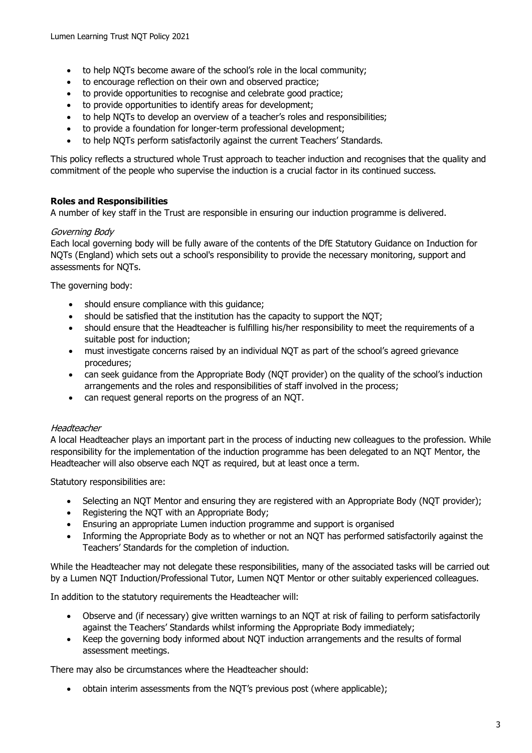- to help NQTs become aware of the school's role in the local community;
- to encourage reflection on their own and observed practice;
- to provide opportunities to recognise and celebrate good practice;
- to provide opportunities to identify areas for development;
- to help NQTs to develop an overview of a teacher's roles and responsibilities;
- to provide a foundation for longer-term professional development;
- to help NQTs perform satisfactorily against the current Teachers' Standards.

This policy reflects a structured whole Trust approach to teacher induction and recognises that the quality and commitment of the people who supervise the induction is a crucial factor in its continued success.

**Roles and Responsibilities**

A number of key staff in the Trust are responsible in ensuring our induction programme is delivered.

*Governing Body*

Each local governing body will be fully aware of the contents of the DfE Statutory Guidance on Induction for NQTs (England) which sets out a school's responsibility to provide the necessary monitoring, support and assessments for NQTs.

The governing body:

- should ensure compliance with this guidance;
- should be satisfied that the institution has the capacity to support the NQT;
- should ensure that the Headteacher is fulfilling his/her responsibility to meet the requirements of a suitable post for induction;
- must investigate concerns raised by an individual NQT as part of the school's agreed grievance procedures;
- can seek guidance from the Appropriate Body (NQT provider) on the quality of the school's induction arrangements and the roles and responsibilities of staff involved in the process;
- can request general reports on the progress of an NQT.

*Headteacher*

A local Headteacher plays an important part in the process of inducting new colleagues to the profession. While responsibility for the implementation of the induction programme has been delegated to an NQT Mentor, the Headteacher will also observe each NQT as required, but at least once a term.

Statutory responsibilities are:

- Selecting an NQT Mentor and ensuring they are registered with an Appropriate Body (NQT provider);
- Registering the NQT with an Appropriate Body;
- Ensuring an appropriate Lumen induction programme and support is organised
- Informing the Appropriate Body as to whether or not an NQT has performed satisfactorily against the Teachers' Standards for the completion of induction.

While the Headteacher may not delegate these responsibilities, many of the associated tasks will be carried out by a Lumen NQT Induction/Professional Tutor, Lumen NQT Mentor or other suitably experienced colleagues.

In addition to the statutory requirements the Headteacher will:

- Observe and (if necessary) give written warnings to an NQT at risk of failing to perform satisfactorily against the Teachers' Standards whilst informing the Appropriate Body immediately;
- Keep the governing body informed about NQT induction arrangements and the results of formal assessment meetings.

There may also be circumstances where the Headteacher should:

- obtain interim assessments from the NQT's previous post (where applicable);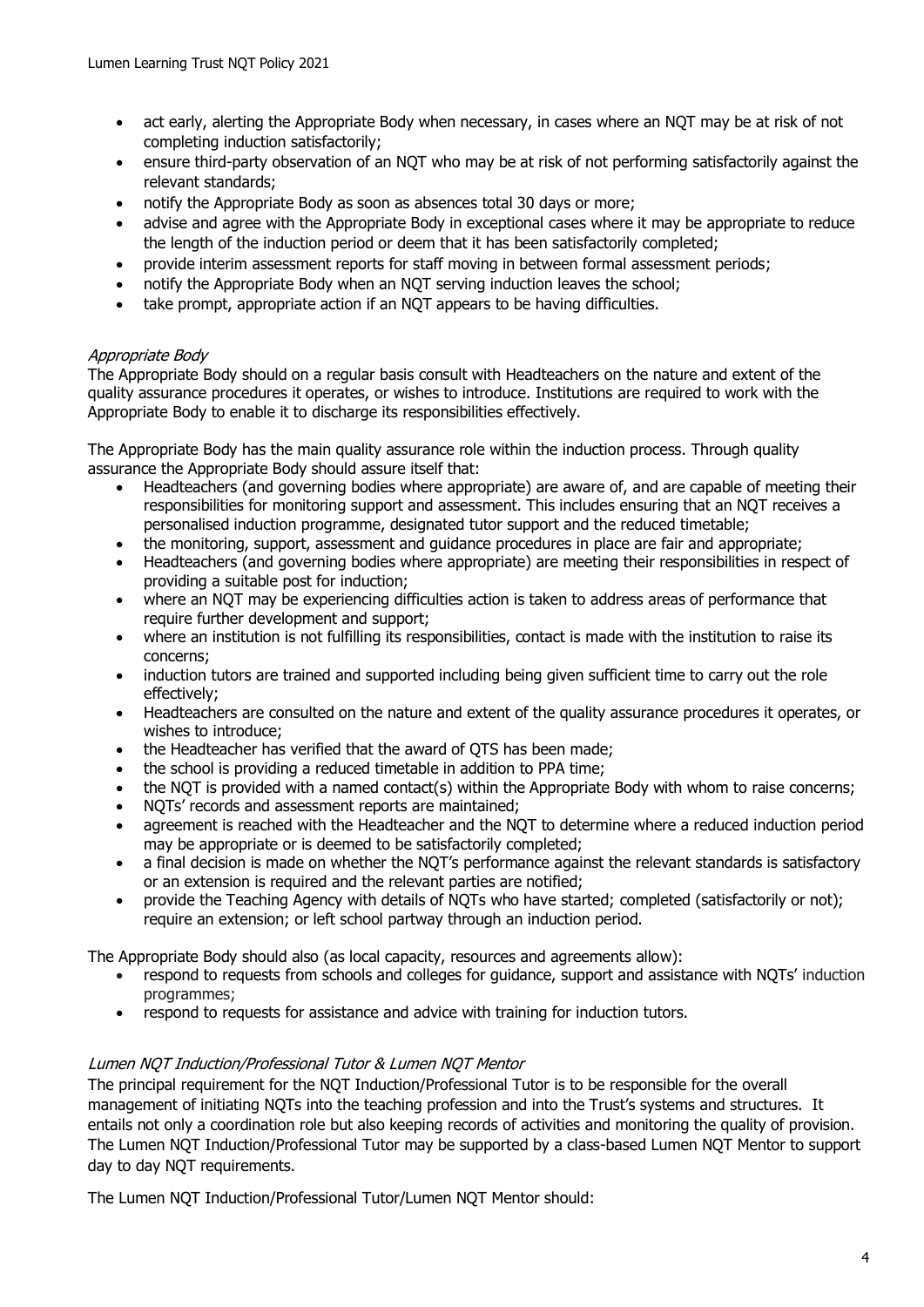- act early, alerting the Appropriate Body when necessary, in cases where an NQT may be at risk of not completing induction satisfactorily;
- ensure third-party observation of an NQT who may be at risk of not performing satisfactorily against the relevant standards;
- notify the Appropriate Body as soon as absences total 30 days or more;
- advise and agree with the Appropriate Body in exceptional cases where it may be appropriate to reduce the length of the induction period or deem that it has been satisfactorily completed;
- provide interim assessment reports for staff moving in between formal assessment periods;
- notify the Appropriate Body when an NQT serving induction leaves the school;
- take prompt, appropriate action if an NQT appears to be having difficulties.

*Appropriate Body*

The Appropriate Body should on a regular basis consult with Headteachers on the nature and extent of the quality assurance procedures it operates, or wishes to introduce. Institutions are required to work with the Appropriate Body to enable it to discharge its responsibilities effectively.

The Appropriate Body has the main quality assurance role within the induction process. Through quality assurance the Appropriate Body should assure itself that:

- Headteachers (and governing bodies where appropriate) are aware of, and are capable of meeting their responsibilities for monitoring support and assessment. This includes ensuring that an NQT receives a personalised induction programme, designated tutor support and the reduced timetable;
- the monitoring, support, assessment and guidance procedures in place are fair and appropriate;
- Headteachers (and governing bodies where appropriate) are meeting their responsibilities in respect of providing a suitable post for induction;
- where an NQT may be experiencing difficulties action is taken to address areas of performance that require further development and support;
- where an institution is not fulfilling its responsibilities, contact is made with the institution to raise its concerns;
- induction tutors are trained and supported including being given sufficient time to carry out the role effectively;
- Headteachers are consulted on the nature and extent of the quality assurance procedures it operates, or wishes to introduce;
- the Headteacher has verified that the award of QTS has been made;
- the school is providing a reduced timetable in addition to PPA time;
- the NQT is provided with a named contact(s) within the Appropriate Body with whom to raise concerns;
- NQTs' records and assessment reports are maintained;
- agreement is reached with the Headteacher and the NQT to determine where a reduced induction period may be appropriate or is deemed to be satisfactorily completed;
- a final decision is made on whether the NQT's performance against the relevant standards is satisfactory or an extension is required and the relevant parties are notified;
- provide the Teaching Agency with details of NQTs who have started; completed (satisfactorily or not); require an extension; or left school partway through an induction period.

The Appropriate Body should also (as local capacity, resources and agreements allow):

- respond to requests from schools and colleges for guidance, support and assistance with NQTs' induction programmes;
- respond to requests for assistance and advice with training for induction tutors.

*Lumen NQT Induction/Professional Tutor & Lumen NQT Mentor*

The principal requirement for the NQT Induction/Professional Tutor is to be responsible for the overall management of initiating NQTs into the teaching profession and into the Trust's systems and structures. It entails not only a coordination role but also keeping records of activities and monitoring the quality of provision. The Lumen NQT Induction/Professional Tutor may be supported by a class-based Lumen NQT Mentor to support day to day NQT requirements.

The Lumen NQT Induction/Professional Tutor/Lumen NQT Mentor should: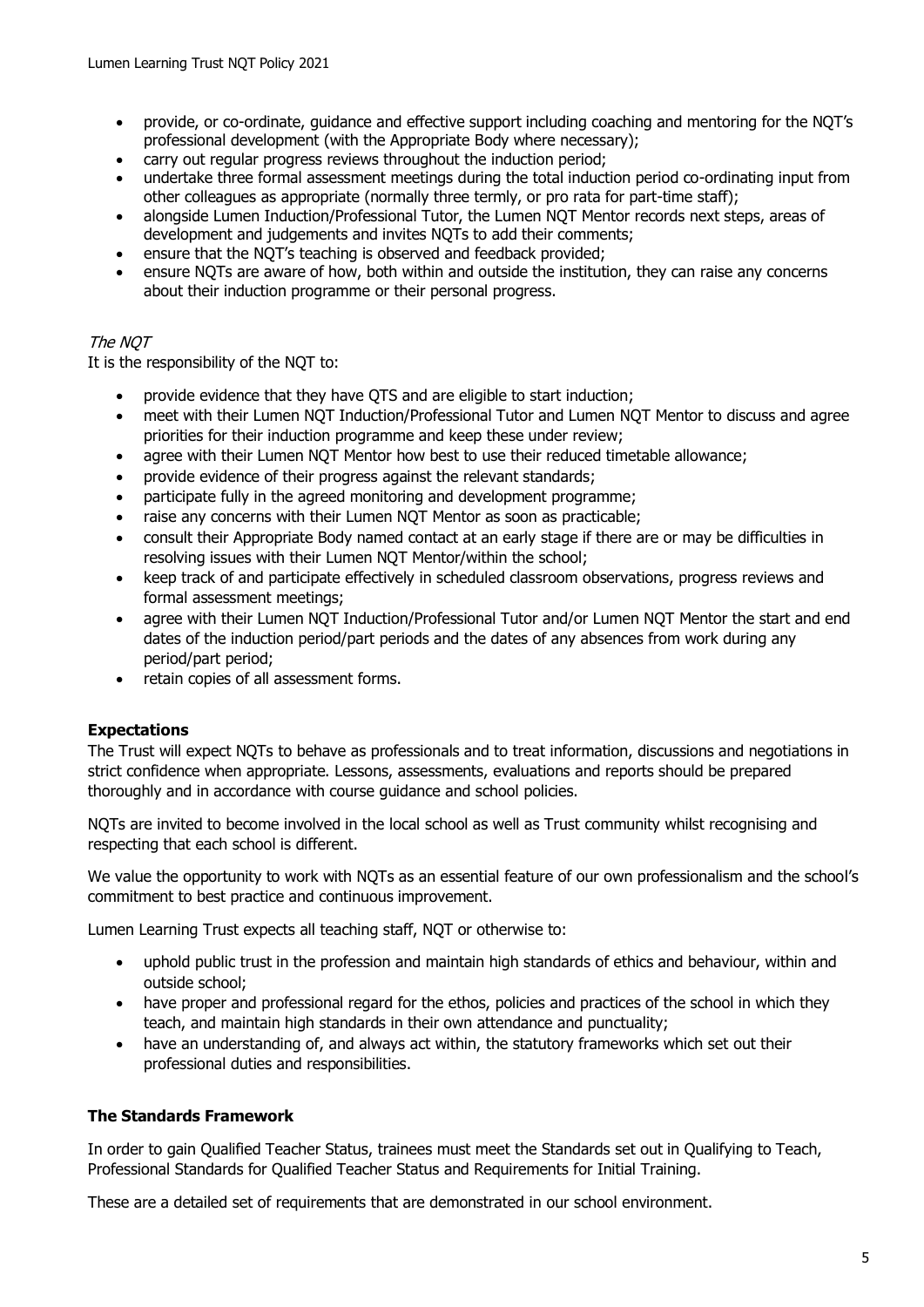- provide, or co-ordinate, guidance and effective support including coaching and mentoring for the NQT's professional development (with the Appropriate Body where necessary);
- carry out regular progress reviews throughout the induction period;
- undertake three formal assessment meetings during the total induction period co-ordinating input from other colleagues as appropriate (normally three termly, or pro rata for part-time staff);
- alongside Lumen Induction/Professional Tutor, the Lumen NQT Mentor records next steps, areas of development and judgements and invites NQTs to add their comments;
- ensure that the NQT's teaching is observed and feedback provided;
- ensure NQTs are aware of how, both within and outside the institution, they can raise any concerns about their induction programme or their personal progress.

*The NQT*

It is the responsibility of the NQT to:

- provide evidence that they have QTS and are eligible to start induction;
- meet with their Lumen NQT Induction/Professional Tutor and Lumen NQT Mentor to discuss and agree priorities for their induction programme and keep these under review;
- agree with their Lumen NQT Mentor how best to use their reduced timetable allowance;
- provide evidence of their progress against the relevant standards;
- participate fully in the agreed monitoring and development programme;
- raise any concerns with their Lumen NQT Mentor as soon as practicable;
- consult their Appropriate Body named contact at an early stage if there are or may be difficulties in resolving issues with their Lumen NQT Mentor/within the school;
- keep track of and participate effectively in scheduled classroom observations, progress reviews and formal assessment meetings;
- agree with their Lumen NQT Induction/Professional Tutor and/or Lumen NQT Mentor the start and end dates of the induction period/part periods and the dates of any absences from work during any period/part period;
- retain copies of all assessment forms.

**Expectations**

The Trust will expect NQTs to behave as professionals and to treat information, discussions and negotiations in strict confidence when appropriate. Lessons, assessments, evaluations and reports should be prepared thoroughly and in accordance with course guidance and school policies.

NQTs are invited to become involved in the local school as well as Trust community whilst recognising and respecting that each school is different.

We value the opportunity to work with NQTs as an essential feature of our own professionalism and the school's commitment to best practice and continuous improvement.

Lumen Learning Trust expects all teaching staff, NQT or otherwise to:

- uphold public trust in the profession and maintain high standards of ethics and behaviour, within and outside school;
- have proper and professional regard for the ethos, policies and practices of the school in which they teach, and maintain high standards in their own attendance and punctuality;
- have an understanding of, and always act within, the statutory frameworks which set out their professional duties and responsibilities.

**The Standards Framework**

In order to gain Qualified Teacher Status, trainees must meet the Standards set out in Qualifying to Teach, Professional Standards for Qualified Teacher Status and Requirements for Initial Training.

These are a detailed set of requirements that are demonstrated in our school environment.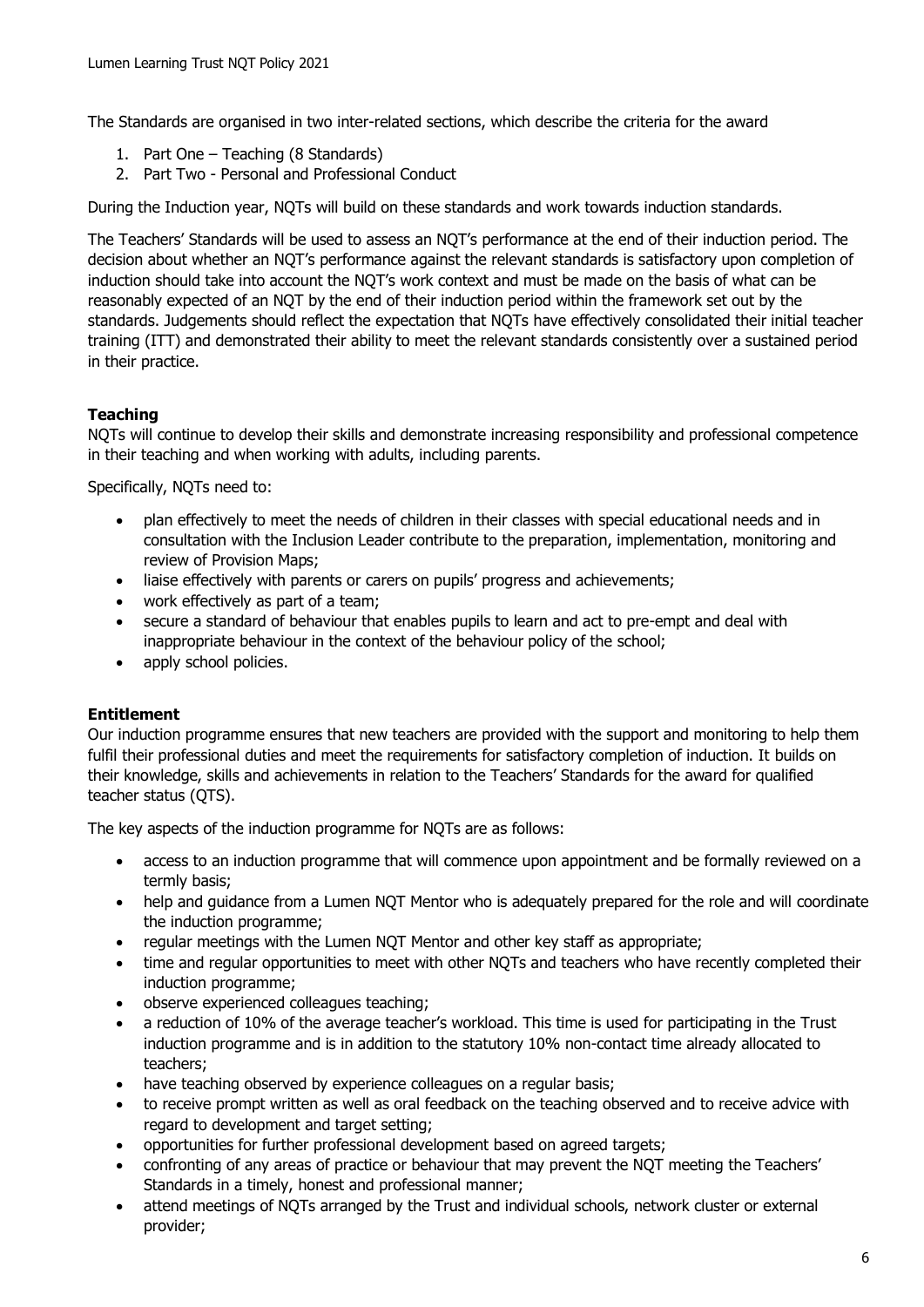The Standards are organised in two inter-related sections, which describe the criteria for the award

1. Part One – Teaching (8 Standards)
2. Part Two - Personal and Professional Conduct

During the Induction year, NQTs will build on these standards and work towards induction standards.

The Teachers' Standards will be used to assess an NQT's performance at the end of their induction period. The decision about whether an NQT's performance against the relevant standards is satisfactory upon completion of induction should take into account the NQT's work context and must be made on the basis of what can be reasonably expected of an NQT by the end of their induction period within the framework set out by the standards. Judgements should reflect the expectation that NQTs have effectively consolidated their initial teacher training (ITT) and demonstrated their ability to meet the relevant standards consistently over a sustained period in their practice.

**Teaching**

NQTs will continue to develop their skills and demonstrate increasing responsibility and professional competence in their teaching and when working with adults, including parents.

Specifically, NQTs need to:

- plan effectively to meet the needs of children in their classes with special educational needs and in consultation with the Inclusion Leader contribute to the preparation, implementation, monitoring and review of Provision Maps;
- liaise effectively with parents or carers on pupils' progress and achievements;
- work effectively as part of a team;
- secure a standard of behaviour that enables pupils to learn and act to pre-empt and deal with inappropriate behaviour in the context of the behaviour policy of the school;
- apply school policies.

**Entitlement**

Our induction programme ensures that new teachers are provided with the support and monitoring to help them fulfil their professional duties and meet the requirements for satisfactory completion of induction. It builds on their knowledge, skills and achievements in relation to the Teachers' Standards for the award for qualified teacher status (QTS).

The key aspects of the induction programme for NQTs are as follows:

- access to an induction programme that will commence upon appointment and be formally reviewed on a termly basis;
- help and guidance from a Lumen NQT Mentor who is adequately prepared for the role and will coordinate the induction programme;
- regular meetings with the Lumen NQT Mentor and other key staff as appropriate;
- time and regular opportunities to meet with other NQTs and teachers who have recently completed their induction programme;
- observe experienced colleagues teaching;
- a reduction of 10% of the average teacher's workload. This time is used for participating in the Trust induction programme and is in addition to the statutory 10% non-contact time already allocated to teachers;
- have teaching observed by experience colleagues on a regular basis;
- to receive prompt written as well as oral feedback on the teaching observed and to receive advice with regard to development and target setting;
- opportunities for further professional development based on agreed targets;
- confronting of any areas of practice or behaviour that may prevent the NQT meeting the Teachers' Standards in a timely, honest and professional manner;
- attend meetings of NQTs arranged by the Trust and individual schools, network cluster or external provider;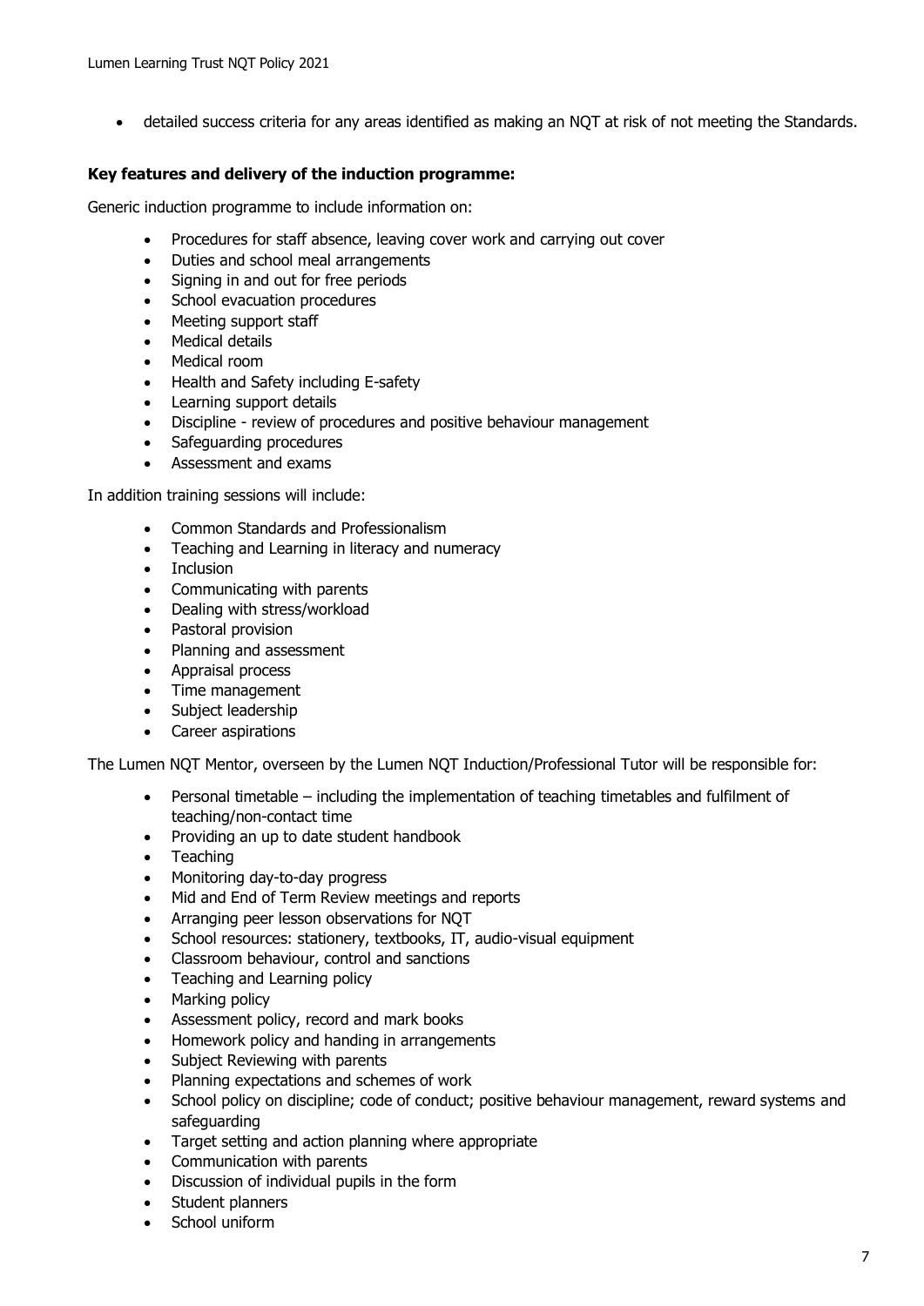- detailed success criteria for any areas identified as making an NQT at risk of not meeting the Standards.

**Key features and delivery of the induction programme:**

Generic induction programme to include information on:

- Procedures for staff absence, leaving cover work and carrying out cover
- Duties and school meal arrangements
- Signing in and out for free periods
- School evacuation procedures
- Meeting support staff
- Medical details
- Medical room
- Health and Safety including E-safety
- Learning support details
- Discipline - review of procedures and positive behaviour management
- Safeguarding procedures
- Assessment and exams

In addition training sessions will include:

- Common Standards and Professionalism
- Teaching and Learning in literacy and numeracy
- Inclusion
- Communicating with parents
- Dealing with stress/workload
- Pastoral provision
- Planning and assessment
- Appraisal process
- Time management
- Subject leadership
- Career aspirations

The Lumen NQT Mentor, overseen by the Lumen NQT Induction/Professional Tutor will be responsible for:

- Personal timetable – including the implementation of teaching timetables and fulfilment of teaching/non-contact time
- Providing an up to date student handbook
- Teaching
- Monitoring day-to-day progress
- Mid and End of Term Review meetings and reports
- Arranging peer lesson observations for NQT
- School resources: stationery, textbooks, IT, audio-visual equipment
- Classroom behaviour, control and sanctions
- Teaching and Learning policy
- Marking policy
- Assessment policy, record and mark books
- Homework policy and handing in arrangements
- Subject Reviewing with parents
- Planning expectations and schemes of work
- School policy on discipline; code of conduct; positive behaviour management, reward systems and safeguarding
- Target setting and action planning where appropriate
- Communication with parents
- Discussion of individual pupils in the form
- Student planners
- School uniform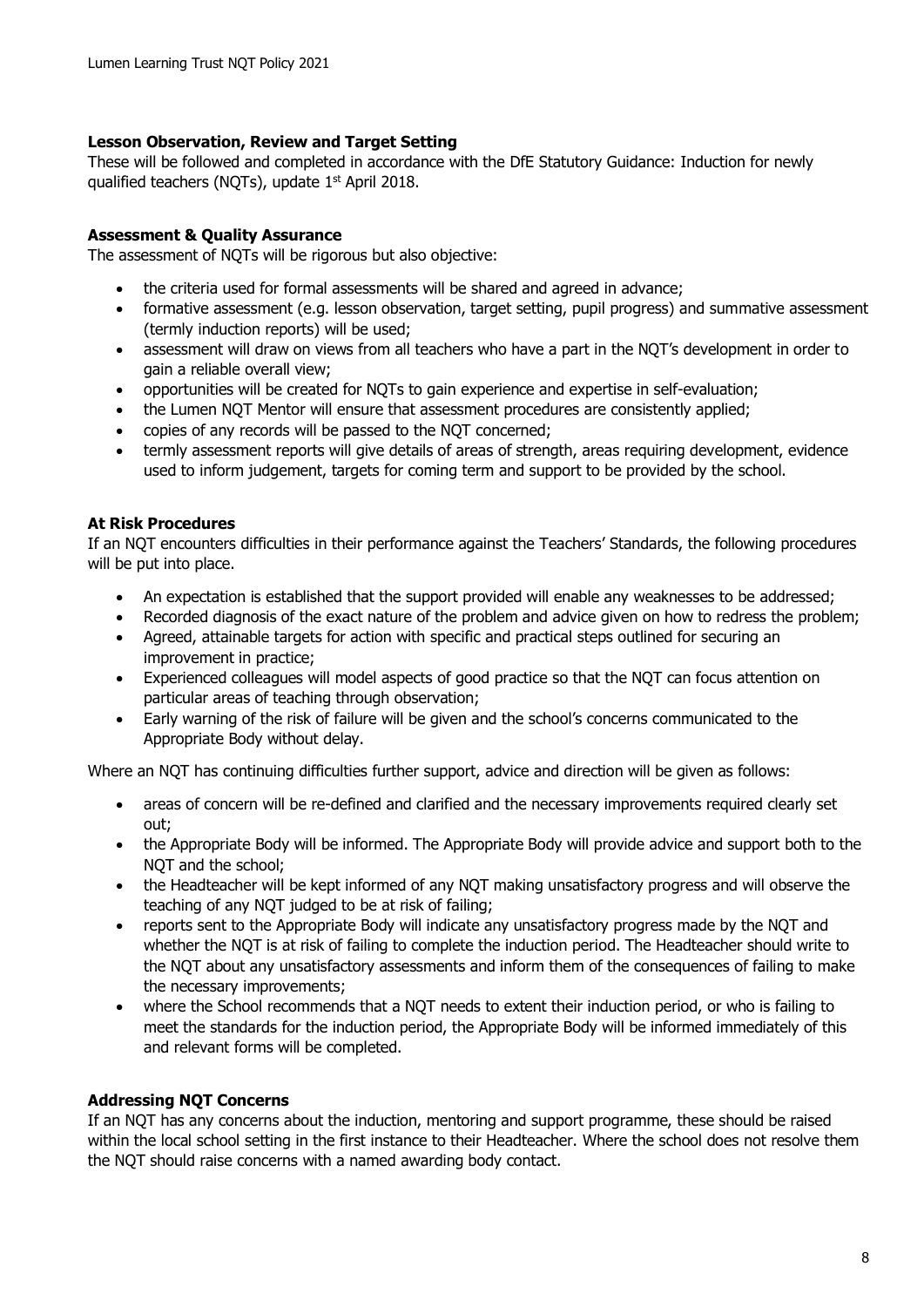**Lesson Observation, Review and Target Setting**

These will be followed and completed in accordance with the DfE Statutory Guidance: Induction for newly qualified teachers (NQTs), update 1st April 2018.

**Assessment & Quality Assurance**

The assessment of NQTs will be rigorous but also objective:

- the criteria used for formal assessments will be shared and agreed in advance;
- formative assessment (e.g. lesson observation, target setting, pupil progress) and summative assessment (termly induction reports) will be used;
- assessment will draw on views from all teachers who have a part in the NQT's development in order to gain a reliable overall view;
- opportunities will be created for NQTs to gain experience and expertise in self-evaluation;
- the Lumen NQT Mentor will ensure that assessment procedures are consistently applied;
- copies of any records will be passed to the NQT concerned;
- termly assessment reports will give details of areas of strength, areas requiring development, evidence used to inform judgement, targets for coming term and support to be provided by the school.

**At Risk Procedures**

If an NQT encounters difficulties in their performance against the Teachers' Standards, the following procedures will be put into place.

- An expectation is established that the support provided will enable any weaknesses to be addressed;
- Recorded diagnosis of the exact nature of the problem and advice given on how to redress the problem;
- Agreed, attainable targets for action with specific and practical steps outlined for securing an improvement in practice;
- Experienced colleagues will model aspects of good practice so that the NQT can focus attention on particular areas of teaching through observation;
- Early warning of the risk of failure will be given and the school's concerns communicated to the Appropriate Body without delay.

Where an NQT has continuing difficulties further support, advice and direction will be given as follows:

- areas of concern will be re-defined and clarified and the necessary improvements required clearly set out;
- the Appropriate Body will be informed. The Appropriate Body will provide advice and support both to the NQT and the school;
- the Headteacher will be kept informed of any NQT making unsatisfactory progress and will observe the teaching of any NQT judged to be at risk of failing;
- reports sent to the Appropriate Body will indicate any unsatisfactory progress made by the NQT and whether the NQT is at risk of failing to complete the induction period. The Headteacher should write to the NQT about any unsatisfactory assessments and inform them of the consequences of failing to make the necessary improvements;
- where the School recommends that a NQT needs to extent their induction period, or who is failing to meet the standards for the induction period, the Appropriate Body will be informed immediately of this and relevant forms will be completed.

**Addressing NQT Concerns**

If an NQT has any concerns about the induction, mentoring and support programme, these should be raised within the local school setting in the first instance to their Headteacher. Where the school does not resolve them the NQT should raise concerns with a named awarding body contact.